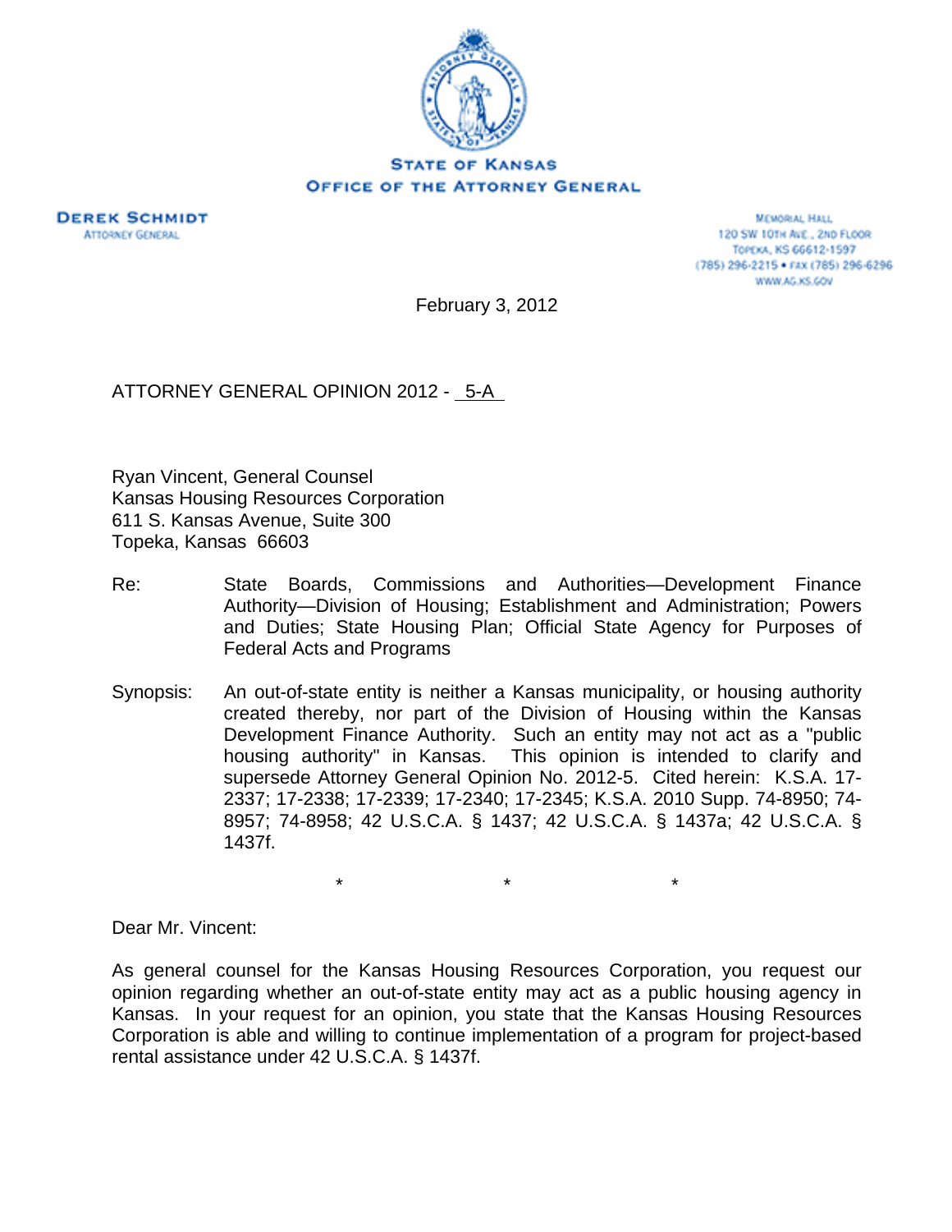STATE OF KANSAS
OFFICE OF THE ATTORNEY GENERAL

**DEREK SCHMIDT**
ATTORNEY GENERAL

MEMORIAL HALL
120 SW 10TH AVE., 2ND FLOOR
TOPEKA, KS 66612-1597
(785) 296-2215 • FAX (785) 296-6296
WWW.AG.KS.GOV

February 3, 2012

ATTORNEY GENERAL OPINION 2012 - 5-A

Ryan Vincent, General Counsel
Kansas Housing Resources Corporation
611 S. Kansas Avenue, Suite 300
Topeka, Kansas 66603

Re: State Boards, Commissions and Authorities—Development Finance Authority—Division of Housing; Establishment and Administration; Powers and Duties; State Housing Plan; Official State Agency for Purposes of Federal Acts and Programs

Synopsis: An out-of-state entity is neither a Kansas municipality, or housing authority created thereby, nor part of the Division of Housing within the Kansas Development Finance Authority. Such an entity may not act as a "public housing authority" in Kansas. This opinion is intended to clarify and supersede Attorney General Opinion No. 2012-5. Cited herein: K.S.A. 17-2337; 17-2338; 17-2339; 17-2340; 17-2345; K.S.A. 2010 Supp. 74-8950; 74-8957; 74-8958; 42 U.S.C.A. § 1437; 42 U.S.C.A. § 1437a; 42 U.S.C.A. § 1437f.

\* \* \*

Dear Mr. Vincent:

As general counsel for the Kansas Housing Resources Corporation, you request our opinion regarding whether an out-of-state entity may act as a public housing agency in Kansas. In your request for an opinion, you state that the Kansas Housing Resources Corporation is able and willing to continue implementation of a program for project-based rental assistance under 42 U.S.C.A. § 1437f.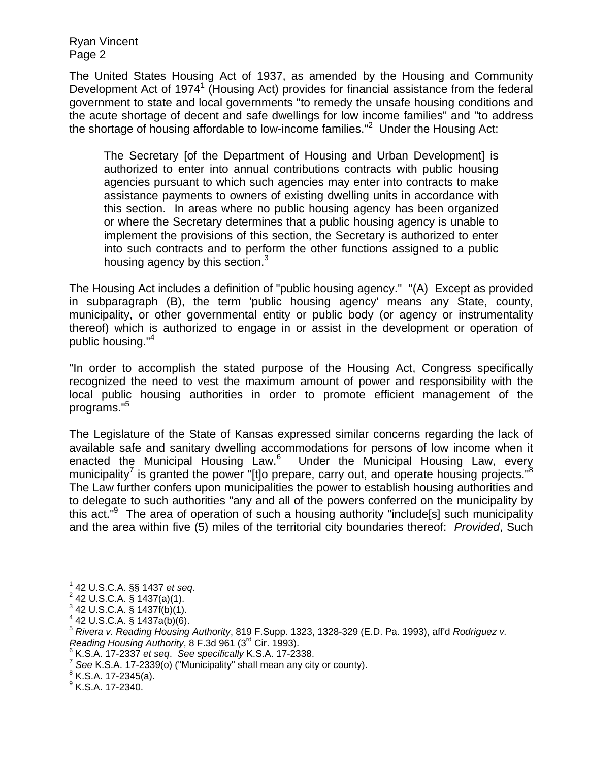The United States Housing Act of 1937, as amended by the Housing and Community Development Act of 1974[1] (Housing Act) provides for financial assistance from the federal government to state and local governments "to remedy the unsafe housing conditions and the acute shortage of decent and safe dwellings for low income families" and "to address the shortage of housing affordable to low-income families."[2] Under the Housing Act:

> The Secretary [of the Department of Housing and Urban Development] is authorized to enter into annual contributions contracts with public housing agencies pursuant to which such agencies may enter into contracts to make assistance payments to owners of existing dwelling units in accordance with this section. In areas where no public housing agency has been organized or where the Secretary determines that a public housing agency is unable to implement the provisions of this section, the Secretary is authorized to enter into such contracts and to perform the other functions assigned to a public housing agency by this section.[3]

The Housing Act includes a definition of "public housing agency." "(A) Except as provided in subparagraph (B), the term 'public housing agency' means any State, county, municipality, or other governmental entity or public body (or agency or instrumentality thereof) which is authorized to engage in or assist in the development or operation of public housing."[4]

"In order to accomplish the stated purpose of the Housing Act, Congress specifically recognized the need to vest the maximum amount of power and responsibility with the local public housing authorities in order to promote efficient management of the programs."[5]

The Legislature of the State of Kansas expressed similar concerns regarding the lack of available safe and sanitary dwelling accommodations for persons of low income when it enacted the Municipal Housing Law.[6] Under the Municipal Housing Law, every municipality[7] is granted the power "[t]o prepare, carry out, and operate housing projects."[8] The Law further confers upon municipalities the power to establish housing authorities and to delegate to such authorities "any and all of the powers conferred on the municipality by this act."[9] The area of operation of such a housing authority "include[s] such municipality and the area within five (5) miles of the territorial city boundaries thereof: *Provided*, Such

---

[1] 42 U.S.C.A. §§ 1437 *et seq*.

[2] 42 U.S.C.A. § 1437(a)(1).

[3] 42 U.S.C.A. § 1437f(b)(1).

[4] 42 U.S.C.A. § 1437a(b)(6).

[5] *Rivera v. Reading Housing Authority*, 819 F.Supp. 1323, 1328-329 (E.D. Pa. 1993), aff'd *Rodriguez v. Reading Housing Authority*, 8 F.3d 961 (3rd Cir. 1993).

[6] K.S.A. 17-2337 *et seq*. *See specifically* K.S.A. 17-2338.

[7] *See* K.S.A. 17-2339(o) ("Municipality" shall mean any city or county).

[8] K.S.A. 17-2345(a).

[9] K.S.A. 17-2340.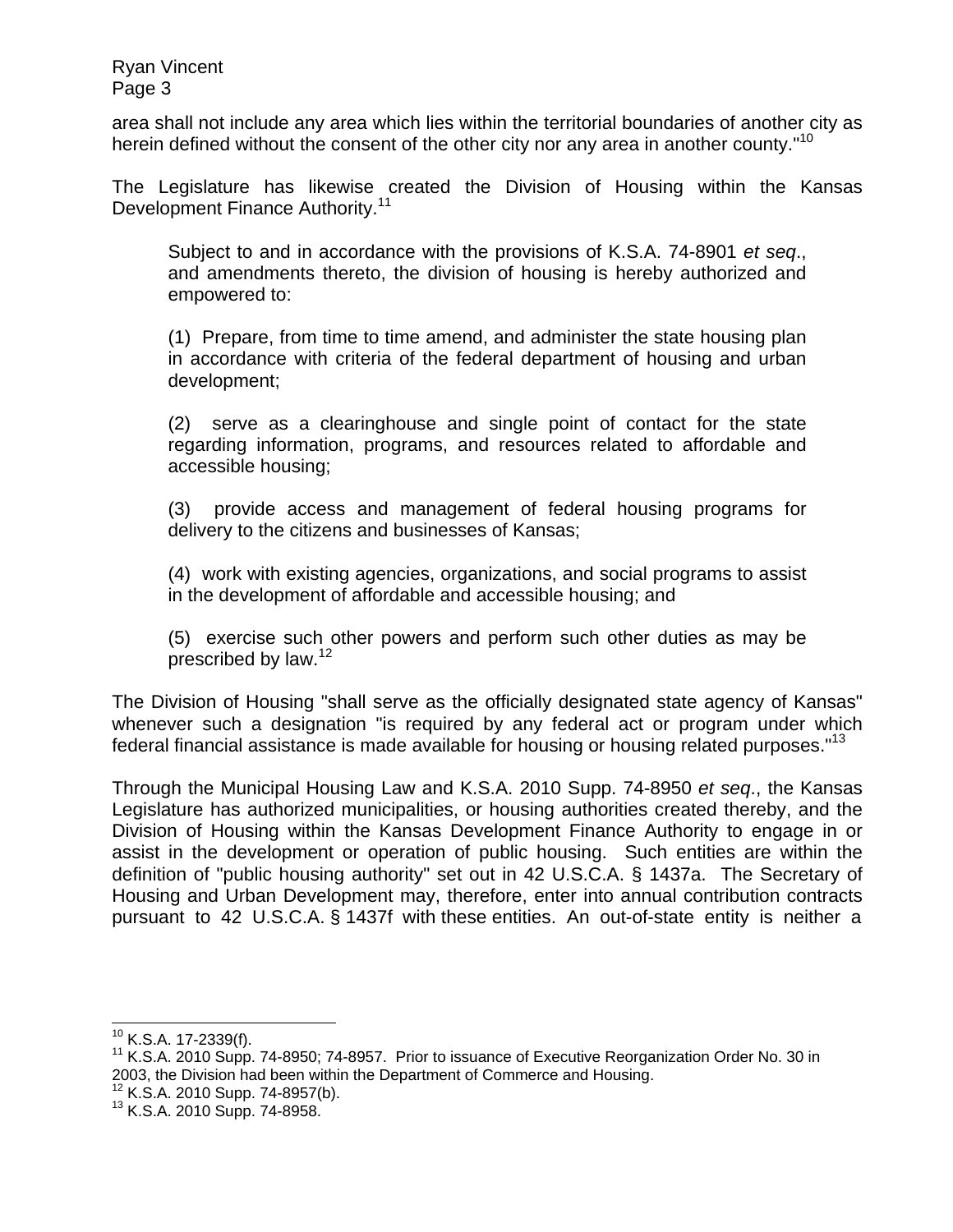area shall not include any area which lies within the territorial boundaries of another city as herein defined without the consent of the other city nor any area in another county."[10]

The Legislature has likewise created the Division of Housing within the Kansas Development Finance Authority.[11]

> Subject to and in accordance with the provisions of K.S.A. 74-8901 *et seq*., and amendments thereto, the division of housing is hereby authorized and empowered to:
>
> (1) Prepare, from time to time amend, and administer the state housing plan in accordance with criteria of the federal department of housing and urban development;
>
> (2) serve as a clearinghouse and single point of contact for the state regarding information, programs, and resources related to affordable and accessible housing;
>
> (3) provide access and management of federal housing programs for delivery to the citizens and businesses of Kansas;
>
> (4) work with existing agencies, organizations, and social programs to assist in the development of affordable and accessible housing; and
>
> (5) exercise such other powers and perform such other duties as may be prescribed by law.[12]

The Division of Housing "shall serve as the officially designated state agency of Kansas" whenever such a designation "is required by any federal act or program under which federal financial assistance is made available for housing or housing related purposes."[13]

Through the Municipal Housing Law and K.S.A. 2010 Supp. 74-8950 *et seq*., the Kansas Legislature has authorized municipalities, or housing authorities created thereby, and the Division of Housing within the Kansas Development Finance Authority to engage in or assist in the development or operation of public housing. Such entities are within the definition of "public housing authority" set out in 42 U.S.C.A. § 1437a. The Secretary of Housing and Urban Development may, therefore, enter into annual contribution contracts pursuant to 42 U.S.C.A. § 1437f with these entities. An out-of-state entity is neither a

---

[10] K.S.A. 17-2339(f).

[11] K.S.A. 2010 Supp. 74-8950; 74-8957. Prior to issuance of Executive Reorganization Order No. 30 in 2003, the Division had been within the Department of Commerce and Housing.

[12] K.S.A. 2010 Supp. 74-8957(b).

[13] K.S.A. 2010 Supp. 74-8958.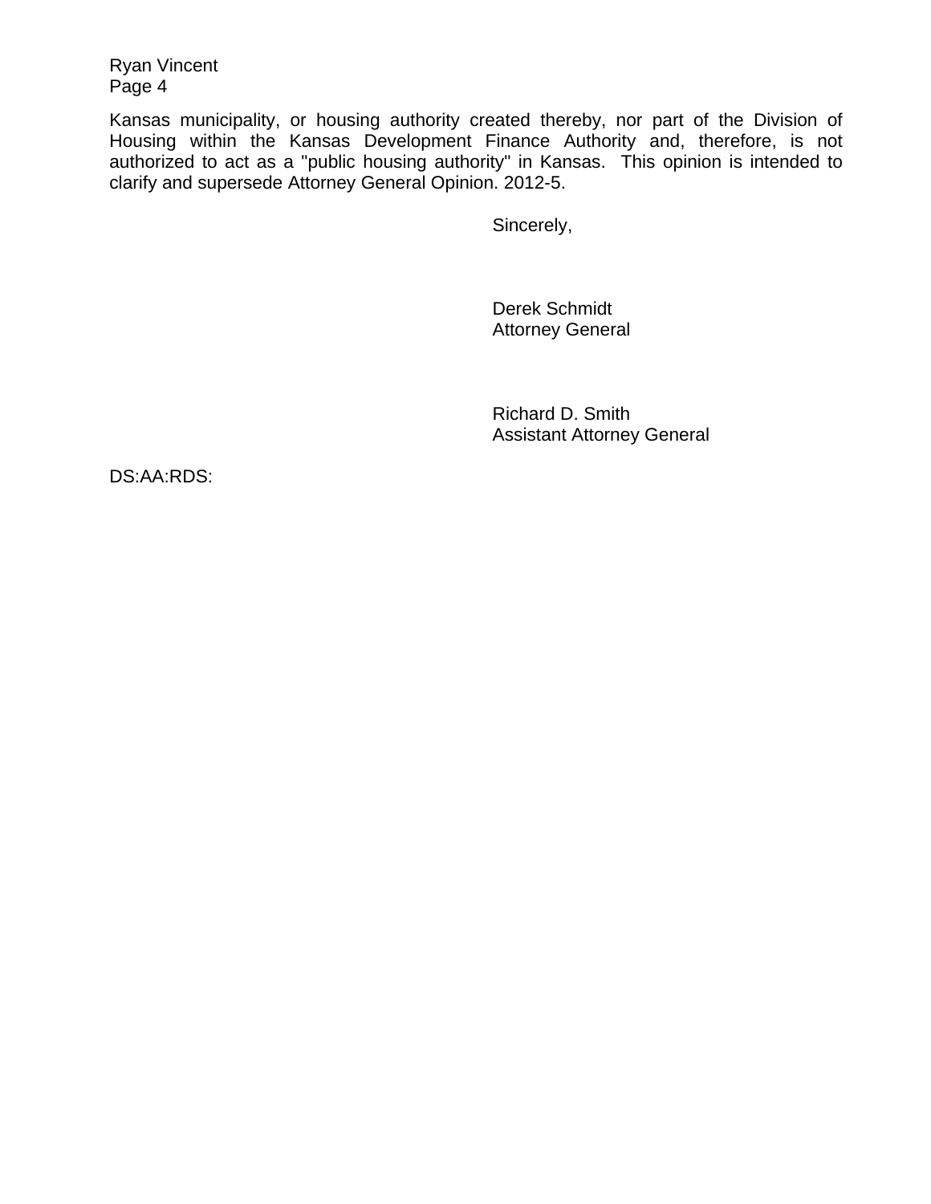Kansas municipality, or housing authority created thereby, nor part of the Division of Housing within the Kansas Development Finance Authority and, therefore, is not authorized to act as a "public housing authority" in Kansas. This opinion is intended to clarify and supersede Attorney General Opinion. 2012-5.

Sincerely,

Derek Schmidt
Attorney General

Richard D. Smith
Assistant Attorney General

DS:AA:RDS: